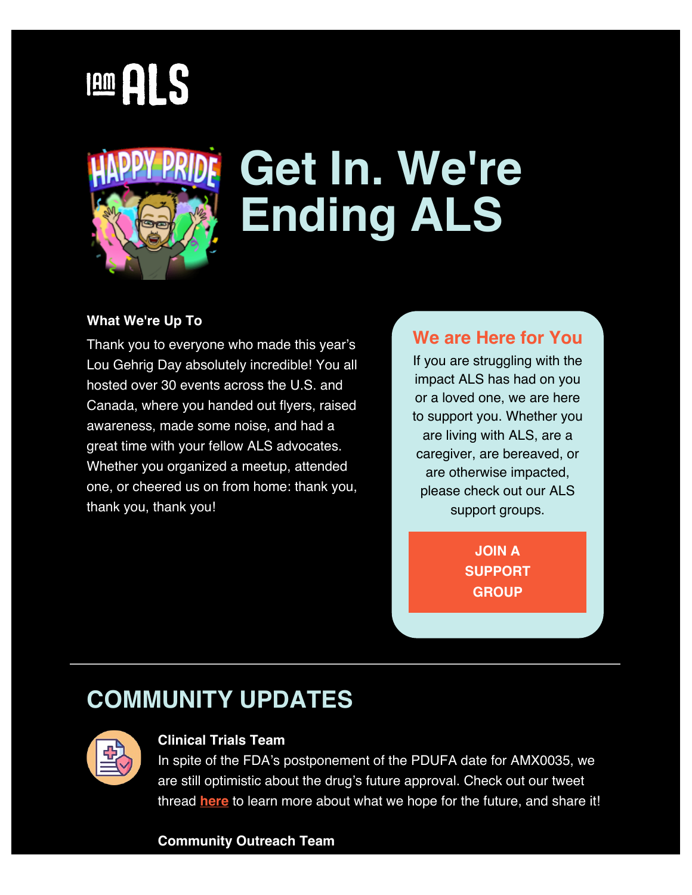I AM ALS

# Get In. We're Ending ALS

**What We're Up To**

Thank you to everyone who made this year's Lou Gehrig Day absolutely incredible! You all hosted over 30 events across the U.S. and Canada, where you handed out flyers, raised awareness, made some noise, and had a great time with your fellow ALS advocates. Whether you organized a meetup, attended one, or cheered us on from home: thank you, thank you, thank you!

### We are Here for You

If you are struggling with the impact ALS has had on you or a loved one, we are here to support you. Whether you are living with ALS, are a caregiver, are bereaved, or are otherwise impacted, please check out our ALS support groups.

**JOIN A SUPPORT GROUP**

---

## COMMUNITY UPDATES

**Clinical Trials Team**

In spite of the FDA's postponement of the PDUFA date for AMX0035, we are still optimistic about the drug's future approval. Check out our tweet thread **here** to learn more about what we hope for the future, and share it!

**Community Outreach Team**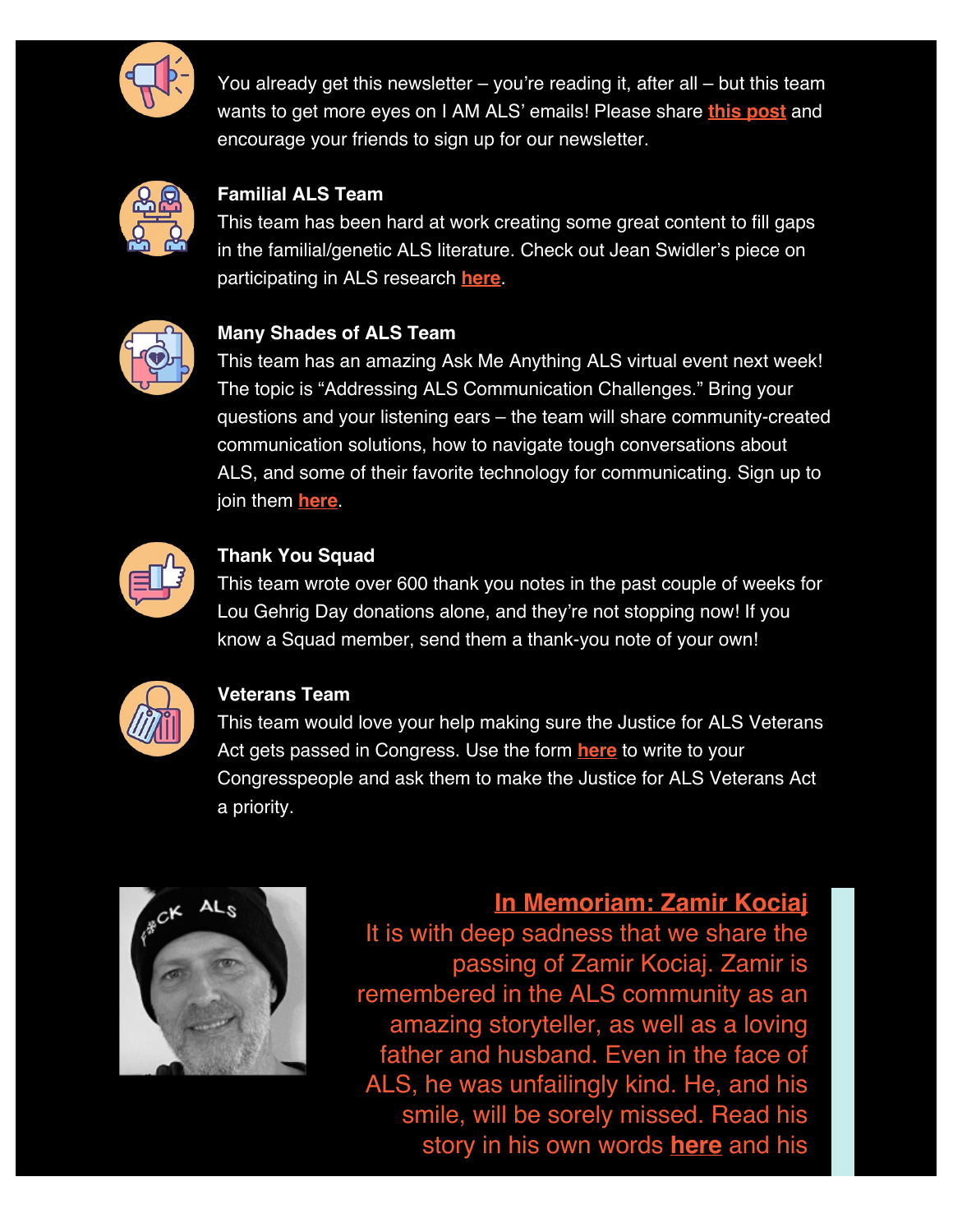You already get this newsletter – you're reading it, after all – but this team wants to get more eyes on I AM ALS' emails! Please share **this post** and encourage your friends to sign up for our newsletter.

**Familial ALS Team**
This team has been hard at work creating some great content to fill gaps in the familial/genetic ALS literature. Check out Jean Swidler's piece on participating in ALS research **here**.

**Many Shades of ALS Team**
This team has an amazing Ask Me Anything ALS virtual event next week! The topic is "Addressing ALS Communication Challenges." Bring your questions and your listening ears – the team will share community-created communication solutions, how to navigate tough conversations about ALS, and some of their favorite technology for communicating. Sign up to join them **here**.

**Thank You Squad**
This team wrote over 600 thank you notes in the past couple of weeks for Lou Gehrig Day donations alone, and they're not stopping now! If you know a Squad member, send them a thank-you note of your own!

**Veterans Team**
This team would love your help making sure the Justice for ALS Veterans Act gets passed in Congress. Use the form **here** to write to your Congresspeople and ask them to make the Justice for ALS Veterans Act a priority.

## In Memoriam: Zamir Kociaj

It is with deep sadness that we share the passing of Zamir Kociaj. Zamir is remembered in the ALS community as an amazing storyteller, as well as a loving father and husband. Even in the face of ALS, he was unfailingly kind. He, and his smile, will be sorely missed. Read his story in his own words **here** and his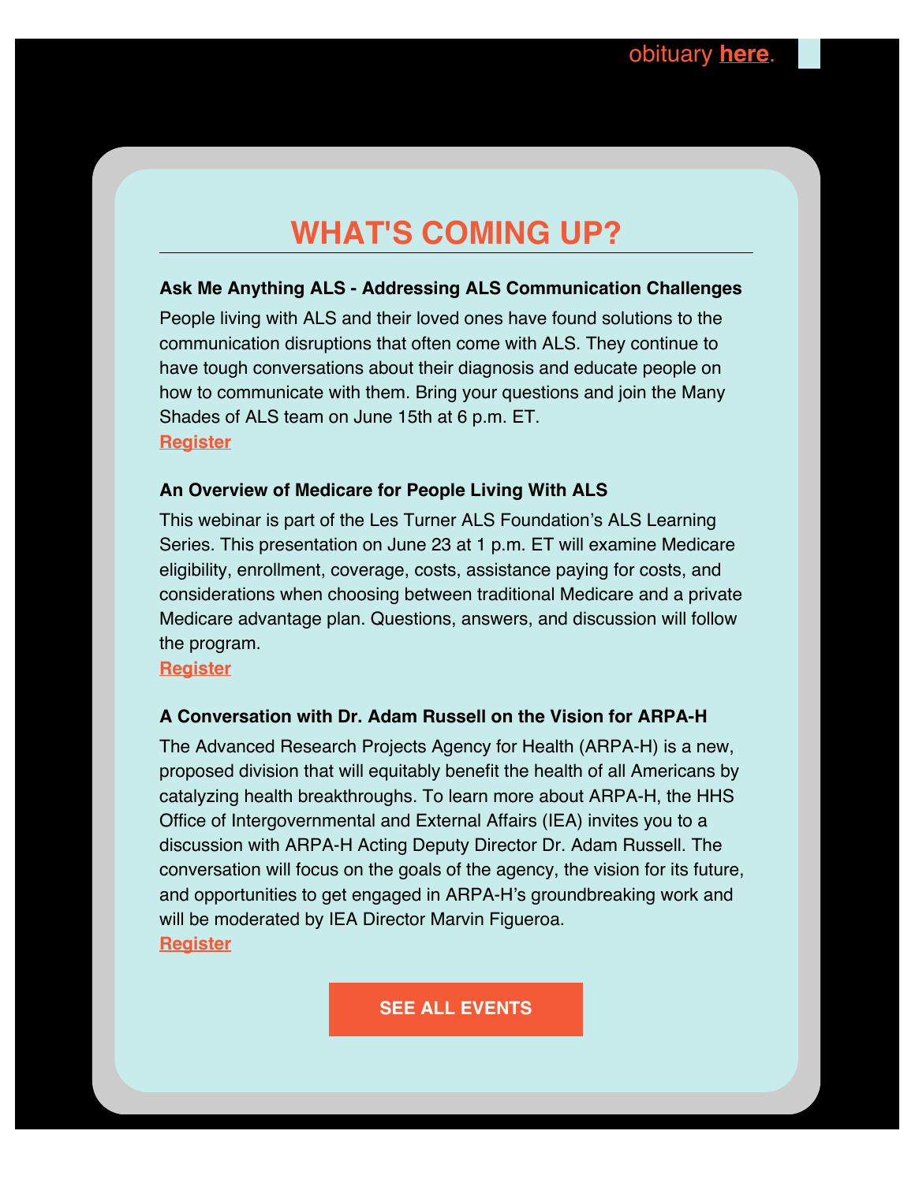obituary **here**.

## WHAT'S COMING UP?

**Ask Me Anything ALS - Addressing ALS Communication Challenges**

People living with ALS and their loved ones have found solutions to the communication disruptions that often come with ALS. They continue to have tough conversations about their diagnosis and educate people on how to communicate with them. Bring your questions and join the Many Shades of ALS team on June 15th at 6 p.m. ET.
**Register**

**An Overview of Medicare for People Living With ALS**

This webinar is part of the Les Turner ALS Foundation's ALS Learning Series. This presentation on June 23 at 1 p.m. ET will examine Medicare eligibility, enrollment, coverage, costs, assistance paying for costs, and considerations when choosing between traditional Medicare and a private Medicare advantage plan. Questions, answers, and discussion will follow the program.
**Register**

**A Conversation with Dr. Adam Russell on the Vision for ARPA-H**

The Advanced Research Projects Agency for Health (ARPA-H) is a new, proposed division that will equitably benefit the health of all Americans by catalyzing health breakthroughs. To learn more about ARPA-H, the HHS Office of Intergovernmental and External Affairs (IEA) invites you to a discussion with ARPA-H Acting Deputy Director Dr. Adam Russell. The conversation will focus on the goals of the agency, the vision for its future, and opportunities to get engaged in ARPA-H's groundbreaking work and will be moderated by IEA Director Marvin Figueroa.
**Register**

**SEE ALL EVENTS**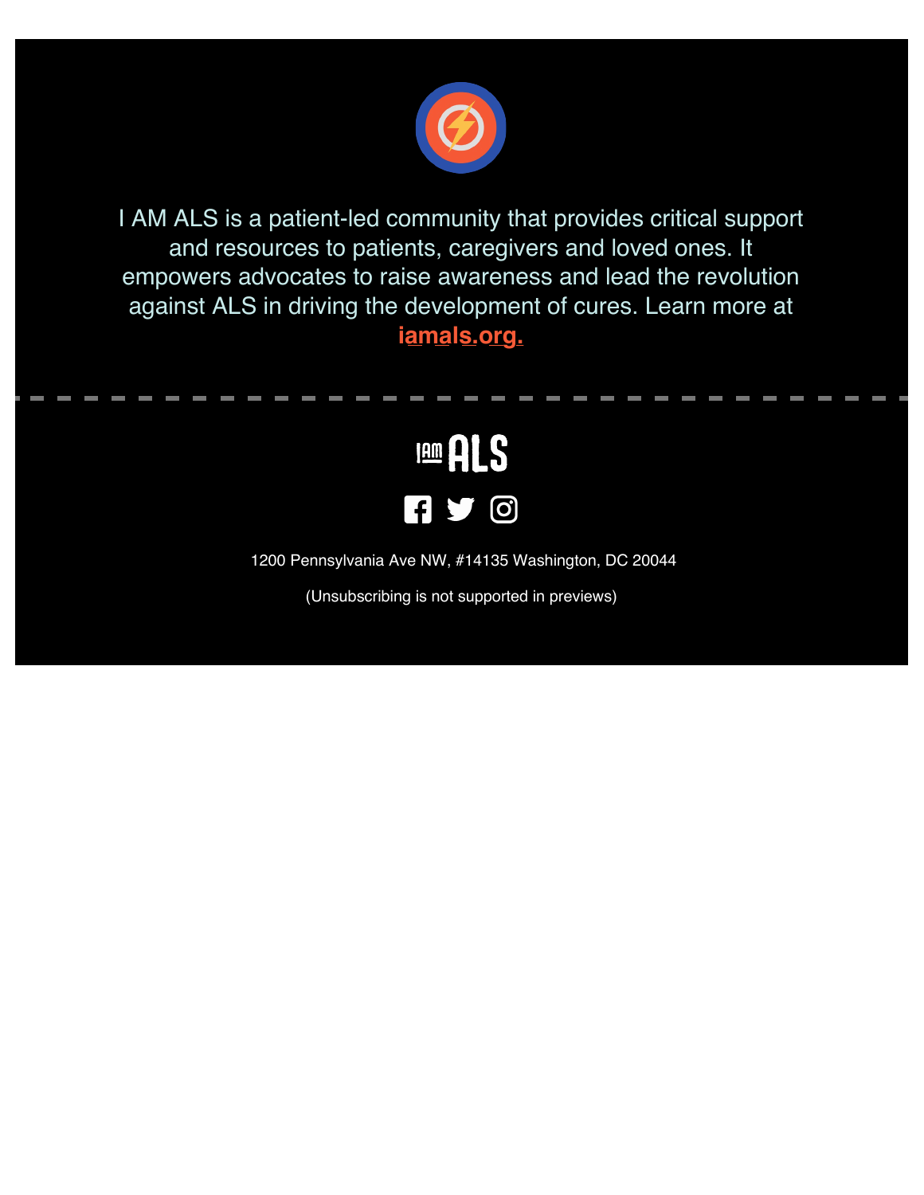I AM ALS is a patient-led community that provides critical support and resources to patients, caregivers and loved ones. It empowers advocates to raise awareness and lead the revolution against ALS in driving the development of cures. Learn more at **iamals.org.**

---

I AM ALS

1200 Pennsylvania Ave NW, #14135 Washington, DC 20044

(Unsubscribing is not supported in previews)